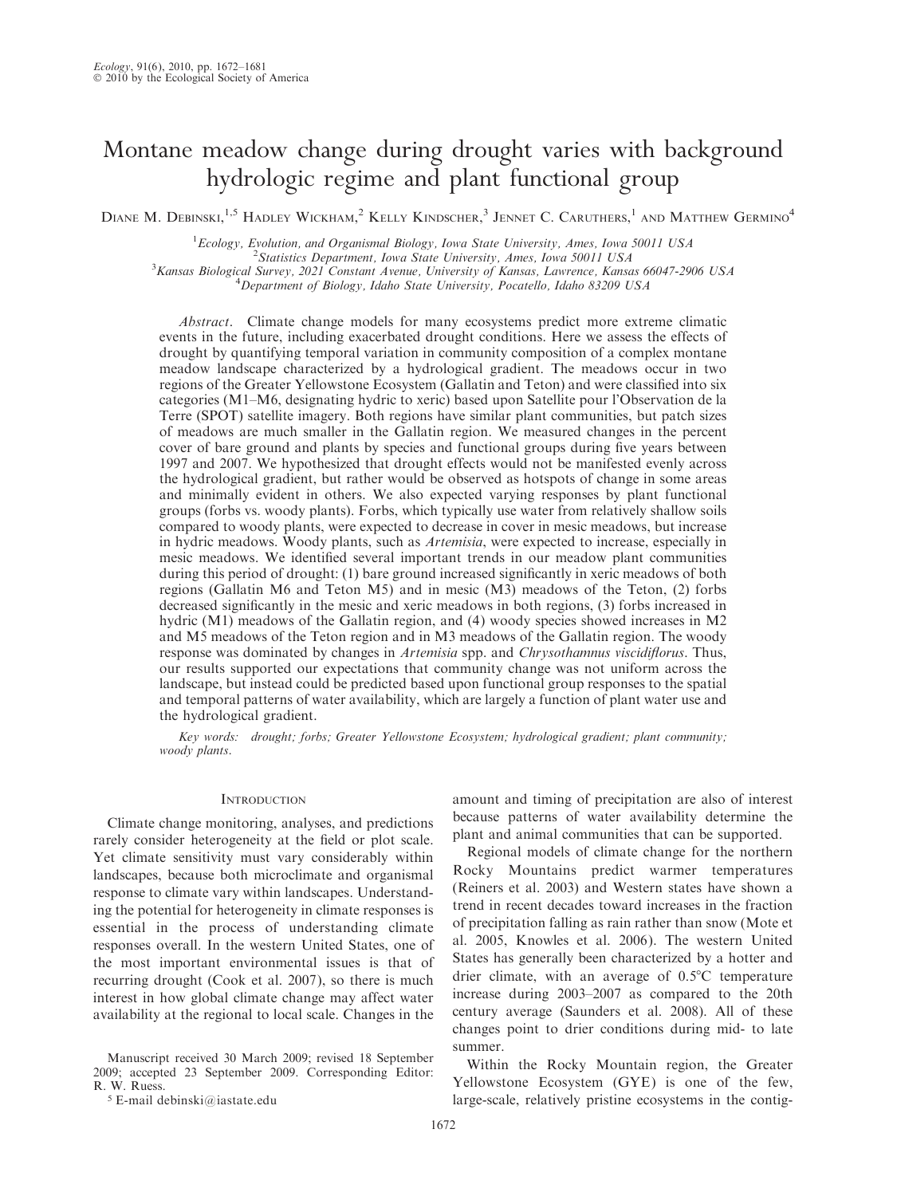# Montane meadow change during drought varies with background hydrologic regime and plant functional group

Diane M. Debinski,[1,5] Hadley Wickham,[2] Kelly Kindscher,[3] Jennet C. Caruthers,[1] and Matthew Germino[4]

[1]*Ecology, Evolution, and Organismal Biology, Iowa State University, Ames, Iowa 50011 USA*
[2]*Statistics Department, Iowa State University, Ames, Iowa 50011 USA*
[3]*Kansas Biological Survey, 2021 Constant Avenue, University of Kansas, Lawrence, Kansas 66047-2906 USA*
[4]*Department of Biology, Idaho State University, Pocatello, Idaho 83209 USA*

*Abstract*. Climate change models for many ecosystems predict more extreme climatic events in the future, including exacerbated drought conditions. Here we assess the effects of drought by quantifying temporal variation in community composition of a complex montane meadow landscape characterized by a hydrological gradient. The meadows occur in two regions of the Greater Yellowstone Ecosystem (Gallatin and Teton) and were classified into six categories (M1–M6, designating hydric to xeric) based upon Satellite pour l'Observation de la Terre (SPOT) satellite imagery. Both regions have similar plant communities, but patch sizes of meadows are much smaller in the Gallatin region. We measured changes in the percent cover of bare ground and plants by species and functional groups during five years between 1997 and 2007. We hypothesized that drought effects would not be manifested evenly across the hydrological gradient, but rather would be observed as hotspots of change in some areas and minimally evident in others. We also expected varying responses by plant functional groups (forbs vs. woody plants). Forbs, which typically use water from relatively shallow soils compared to woody plants, were expected to decrease in cover in mesic meadows, but increase in hydric meadows. Woody plants, such as *Artemisia*, were expected to increase, especially in mesic meadows. We identified several important trends in our meadow plant communities during this period of drought: (1) bare ground increased significantly in xeric meadows of both regions (Gallatin M6 and Teton M5) and in mesic (M3) meadows of the Teton, (2) forbs decreased significantly in the mesic and xeric meadows in both regions, (3) forbs increased in hydric (M1) meadows of the Gallatin region, and (4) woody species showed increases in M2 and M5 meadows of the Teton region and in M3 meadows of the Gallatin region. The woody response was dominated by changes in *Artemisia* spp. and *Chrysothamnus viscidiflorus*. Thus, our results supported our expectations that community change was not uniform across the landscape, but instead could be predicted based upon functional group responses to the spatial and temporal patterns of water availability, which are largely a function of plant water use and the hydrological gradient.

*Key words:* drought; forbs; Greater Yellowstone Ecosystem; hydrological gradient; plant community; woody plants.

## Introduction

Climate change monitoring, analyses, and predictions rarely consider heterogeneity at the field or plot scale. Yet climate sensitivity must vary considerably within landscapes, because both microclimate and organismal response to climate vary within landscapes. Understanding the potential for heterogeneity in climate responses is essential in the process of understanding climate responses overall. In the western United States, one of the most important environmental issues is that of recurring drought (Cook et al. 2007), so there is much interest in how global climate change may affect water availability at the regional to local scale. Changes in the amount and timing of precipitation are also of interest because patterns of water availability determine the plant and animal communities that can be supported.

Regional models of climate change for the northern Rocky Mountains predict warmer temperatures (Reiners et al. 2003) and Western states have shown a trend in recent decades toward increases in the fraction of precipitation falling as rain rather than snow (Mote et al. 2005, Knowles et al. 2006). The western United States has generally been characterized by a hotter and drier climate, with an average of 0.5°C temperature increase during 2003–2007 as compared to the 20th century average (Saunders et al. 2008). All of these changes point to drier conditions during mid- to late summer.

Within the Rocky Mountain region, the Greater Yellowstone Ecosystem (GYE) is one of the few, large-scale, relatively pristine ecosystems in the contig-

Manuscript received 30 March 2009; revised 18 September 2009; accepted 23 September 2009. Corresponding Editor: R. W. Ruess.

[5] E-mail debinski@iastate.edu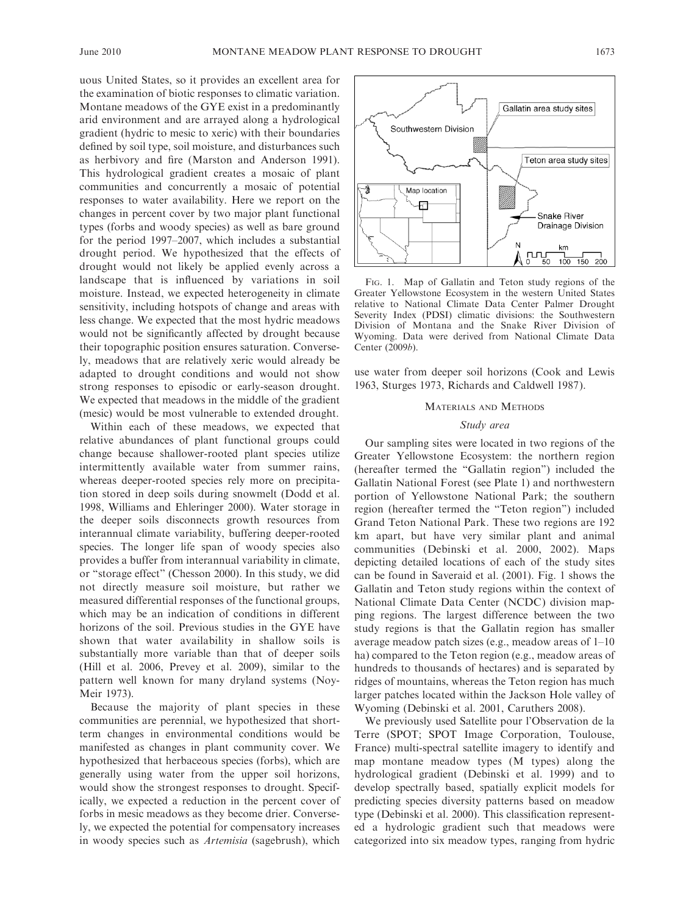uous United States, so it provides an excellent area for the examination of biotic responses to climatic variation. Montane meadows of the GYE exist in a predominantly arid environment and are arrayed along a hydrological gradient (hydric to mesic to xeric) with their boundaries defined by soil type, soil moisture, and disturbances such as herbivory and fire (Marston and Anderson 1991). This hydrological gradient creates a mosaic of plant communities and concurrently a mosaic of potential responses to water availability. Here we report on the changes in percent cover by two major plant functional types (forbs and woody species) as well as bare ground for the period 1997–2007, which includes a substantial drought period. We hypothesized that the effects of drought would not likely be applied evenly across a landscape that is influenced by variations in soil moisture. Instead, we expected heterogeneity in climate sensitivity, including hotspots of change and areas with less change. We expected that the most hydric meadows would not be significantly affected by drought because their topographic position ensures saturation. Conversely, meadows that are relatively xeric would already be adapted to drought conditions and would not show strong responses to episodic or early-season drought. We expected that meadows in the middle of the gradient (mesic) would be most vulnerable to extended drought.

Within each of these meadows, we expected that relative abundances of plant functional groups could change because shallower-rooted plant species utilize intermittently available water from summer rains, whereas deeper-rooted species rely more on precipitation stored in deep soils during snowmelt (Dodd et al. 1998, Williams and Ehleringer 2000). Water storage in the deeper soils disconnects growth resources from interannual climate variability, buffering deeper-rooted species. The longer life span of woody species also provides a buffer from interannual variability in climate, or "storage effect" (Chesson 2000). In this study, we did not directly measure soil moisture, but rather we measured differential responses of the functional groups, which may be an indication of conditions in different horizons of the soil. Previous studies in the GYE have shown that water availability in shallow soils is substantially more variable than that of deeper soils (Hill et al. 2006, Prevey et al. 2009), similar to the pattern well known for many dryland systems (Noy-Meir 1973).

Because the majority of plant species in these communities are perennial, we hypothesized that short-term changes in environmental conditions would be manifested as changes in plant community cover. We hypothesized that herbaceous species (forbs), which are generally using water from the upper soil horizons, would show the strongest responses to drought. Specifically, we expected a reduction in the percent cover of forbs in mesic meadows as they become drier. Conversely, we expected the potential for compensatory increases in woody species such as *Artemisia* (sagebrush), which use water from deeper soil horizons (Cook and Lewis 1963, Sturges 1973, Richards and Caldwell 1987).

Gallatin area study sites

Southwestern Division

Teton area study sites

Map location

Snake River Drainage Division

N

km

0 50 100 150 200

FIG. 1. Map of Gallatin and Teton study regions of the Greater Yellowstone Ecosystem in the western United States relative to National Climate Data Center Palmer Drought Severity Index (PDSI) climatic divisions: the Southwestern Division of Montana and the Snake River Division of Wyoming. Data were derived from National Climate Data Center (2009*b*).

## MATERIALS AND METHODS

### *Study area*

Our sampling sites were located in two regions of the Greater Yellowstone Ecosystem: the northern region (hereafter termed the "Gallatin region") included the Gallatin National Forest (see Plate 1) and northwestern portion of Yellowstone National Park; the southern region (hereafter termed the "Teton region") included Grand Teton National Park. These two regions are 192 km apart, but have very similar plant and animal communities (Debinski et al. 2000, 2002). Maps depicting detailed locations of each of the study sites can be found in Saveraid et al. (2001). Fig. 1 shows the Gallatin and Teton study regions within the context of National Climate Data Center (NCDC) division mapping regions. The largest difference between the two study regions is that the Gallatin region has smaller average meadow patch sizes (e.g., meadow areas of 1–10 ha) compared to the Teton region (e.g., meadow areas of hundreds to thousands of hectares) and is separated by ridges of mountains, whereas the Teton region has much larger patches located within the Jackson Hole valley of Wyoming (Debinski et al. 2001, Caruthers 2008).

We previously used Satellite pour l'Observation de la Terre (SPOT; SPOT Image Corporation, Toulouse, France) multi-spectral satellite imagery to identify and map montane meadow types (M types) along the hydrological gradient (Debinski et al. 1999) and to develop spectrally based, spatially explicit models for predicting species diversity patterns based on meadow type (Debinski et al. 2000). This classification represented a hydrologic gradient such that meadows were categorized into six meadow types, ranging from hydric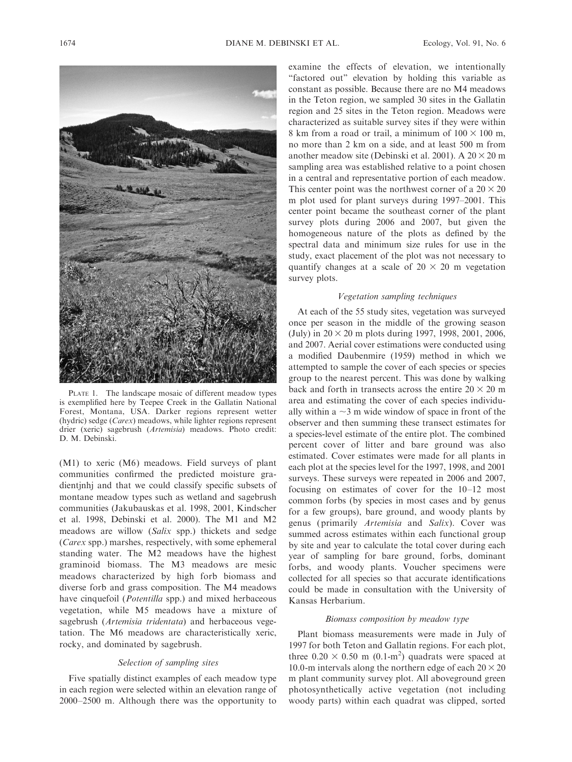PLATE 1. The landscape mosaic of different meadow types is exemplified here by Teepee Creek in the Gallatin National Forest, Montana, USA. Darker regions represent wetter (hydric) sedge (*Carex*) meadows, while lighter regions represent drier (xeric) sagebrush (*Artemisia*) meadows. Photo credit: D. M. Debinski.

(M1) to xeric (M6) meadows. Field surveys of plant communities confirmed the predicted moisture gradientjnhj and that we could classify specific subsets of montane meadow types such as wetland and sagebrush communities (Jakubauskas et al. 1998, 2001, Kindscher et al. 1998, Debinski et al. 2000). The M1 and M2 meadows are willow (*Salix* spp.) thickets and sedge (*Carex* spp.) marshes, respectively, with some ephemeral standing water. The M2 meadows have the highest graminoid biomass. The M3 meadows are mesic meadows characterized by high forb biomass and diverse forb and grass composition. The M4 meadows have cinquefoil (*Potentilla* spp.) and mixed herbaceous vegetation, while M5 meadows have a mixture of sagebrush (*Artemisia tridentata*) and herbaceous vegetation. The M6 meadows are characteristically xeric, rocky, and dominated by sagebrush.

### *Selection of sampling sites*

Five spatially distinct examples of each meadow type in each region were selected within an elevation range of 2000–2500 m. Although there was the opportunity to examine the effects of elevation, we intentionally "factored out" elevation by holding this variable as constant as possible. Because there are no M4 meadows in the Teton region, we sampled 30 sites in the Gallatin region and 25 sites in the Teton region. Meadows were characterized as suitable survey sites if they were within 8 km from a road or trail, a minimum of $100 \times 100$ m, no more than 2 km on a side, and at least 500 m from another meadow site (Debinski et al. 2001). A $20 \times 20$ m sampling area was established relative to a point chosen in a central and representative portion of each meadow. This center point was the northwest corner of a $20 \times 20$ m plot used for plant surveys during 1997–2001. This center point became the southeast corner of the plant survey plots during 2006 and 2007, but given the homogeneous nature of the plots as defined by the spectral data and minimum size rules for use in the study, exact placement of the plot was not necessary to quantify changes at a scale of $20 \times 20$ m vegetation survey plots.

### *Vegetation sampling techniques*

At each of the 55 study sites, vegetation was surveyed once per season in the middle of the growing season (July) in $20 \times 20$ m plots during 1997, 1998, 2001, 2006, and 2007. Aerial cover estimations were conducted using a modified Daubenmire (1959) method in which we attempted to sample the cover of each species or species group to the nearest percent. This was done by walking back and forth in transects across the entire $20 \times 20$ m area and estimating the cover of each species individually within a ~3 m wide window of space in front of the observer and then summing these transect estimates for a species-level estimate of the entire plot. The combined percent cover of litter and bare ground was also estimated. Cover estimates were made for all plants in each plot at the species level for the 1997, 1998, and 2001 surveys. These surveys were repeated in 2006 and 2007, focusing on estimates of cover for the 10–12 most common forbs (by species in most cases and by genus for a few groups), bare ground, and woody plants by genus (primarily *Artemisia* and *Salix*). Cover was summed across estimates within each functional group by site and year to calculate the total cover during each year of sampling for bare ground, forbs, dominant forbs, and woody plants. Voucher specimens were collected for all species so that accurate identifications could be made in consultation with the University of Kansas Herbarium.

### *Biomass composition by meadow type*

Plant biomass measurements were made in July of 1997 for both Teton and Gallatin regions. For each plot, three $0.20 \times 0.50$ m ($0.1\text{-m}^2$) quadrats were spaced at 10.0-m intervals along the northern edge of each $20 \times 20$ m plant community survey plot. All aboveground green photosynthetically active vegetation (not including woody parts) within each quadrat was clipped, sorted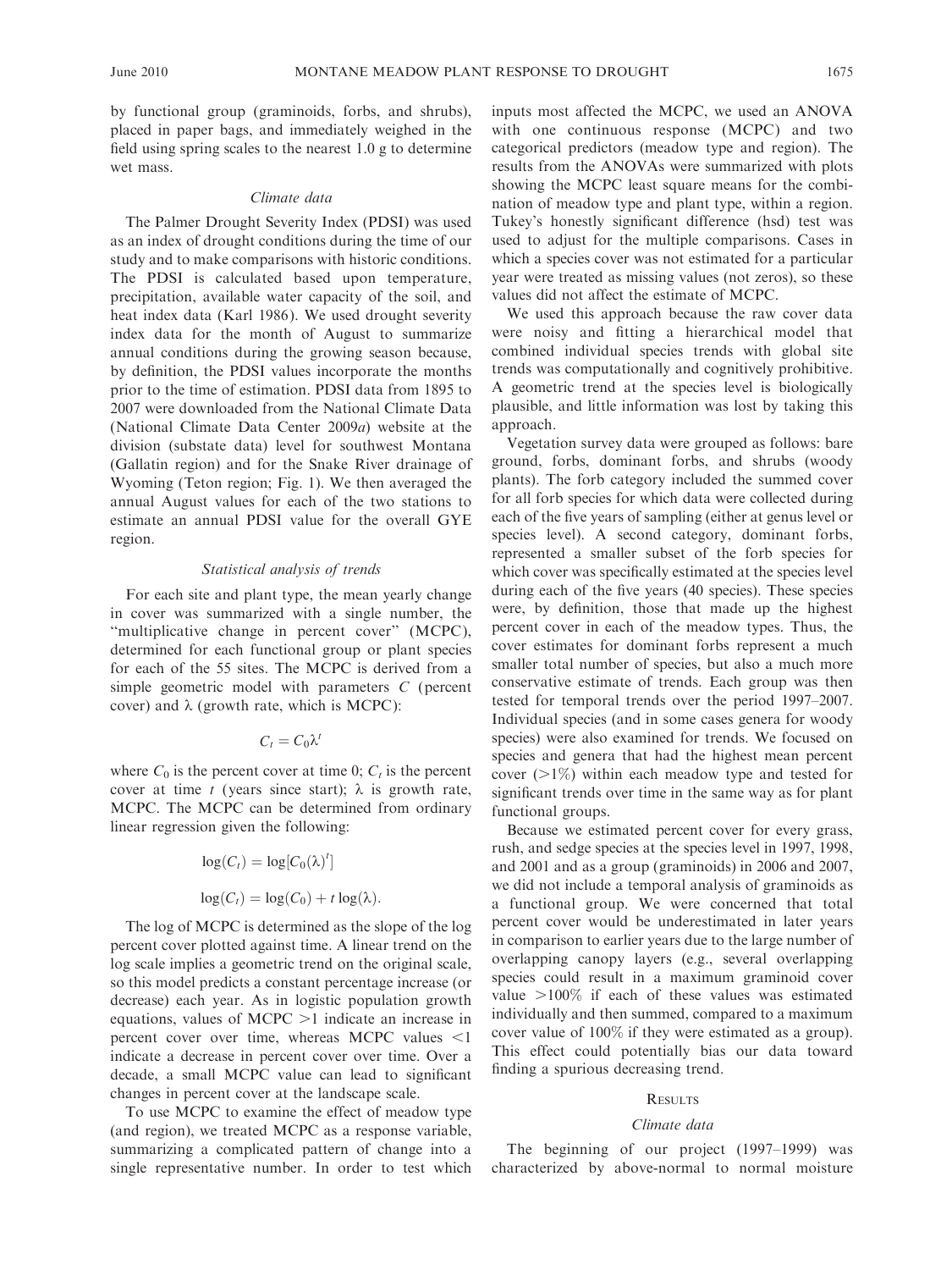by functional group (graminoids, forbs, and shrubs), placed in paper bags, and immediately weighed in the field using spring scales to the nearest 1.0 g to determine wet mass.

### *Climate data*

The Palmer Drought Severity Index (PDSI) was used as an index of drought conditions during the time of our study and to make comparisons with historic conditions. The PDSI is calculated based upon temperature, precipitation, available water capacity of the soil, and heat index data (Karl 1986). We used drought severity index data for the month of August to summarize annual conditions during the growing season because, by definition, the PDSI values incorporate the months prior to the time of estimation. PDSI data from 1895 to 2007 were downloaded from the National Climate Data (National Climate Data Center 2009*a*) website at the division (substate data) level for southwest Montana (Gallatin region) and for the Snake River drainage of Wyoming (Teton region; Fig. 1). We then averaged the annual August values for each of the two stations to estimate an annual PDSI value for the overall GYE region.

### *Statistical analysis of trends*

For each site and plant type, the mean yearly change in cover was summarized with a single number, the "multiplicative change in percent cover" (MCPC), determined for each functional group or plant species for each of the 55 sites. The MCPC is derived from a simple geometric model with parameters $C$ (percent cover) and $\lambda$ (growth rate, which is MCPC):

$$C_t = C_0 \lambda^t$$

where $C_0$ is the percent cover at time 0; $C_t$ is the percent cover at time $t$ (years since start); $\lambda$ is growth rate, MCPC. The MCPC can be determined from ordinary linear regression given the following:

$$\log(C_t) = \log[C_0(\lambda)^t]$$

$$\log(C_t) = \log(C_0) + t \log(\lambda).$$

The log of MCPC is determined as the slope of the log percent cover plotted against time. A linear trend on the log scale implies a geometric trend on the original scale, so this model predicts a constant percentage increase (or decrease) each year. As in logistic population growth equations, values of MCPC $>1$ indicate an increase in percent cover over time, whereas MCPC values $<1$ indicate a decrease in percent cover over time. Over a decade, a small MCPC value can lead to significant changes in percent cover at the landscape scale.

To use MCPC to examine the effect of meadow type (and region), we treated MCPC as a response variable, summarizing a complicated pattern of change into a single representative number. In order to test which inputs most affected the MCPC, we used an ANOVA with one continuous response (MCPC) and two categorical predictors (meadow type and region). The results from the ANOVAs were summarized with plots showing the MCPC least square means for the combination of meadow type and plant type, within a region. Tukey's honestly significant difference (hsd) test was used to adjust for the multiple comparisons. Cases in which a species cover was not estimated for a particular year were treated as missing values (not zeros), so these values did not affect the estimate of MCPC.

We used this approach because the raw cover data were noisy and fitting a hierarchical model that combined individual species trends with global site trends was computationally and cognitively prohibitive. A geometric trend at the species level is biologically plausible, and little information was lost by taking this approach.

Vegetation survey data were grouped as follows: bare ground, forbs, dominant forbs, and shrubs (woody plants). The forb category included the summed cover for all forb species for which data were collected during each of the five years of sampling (either at genus level or species level). A second category, dominant forbs, represented a smaller subset of the forb species for which cover was specifically estimated at the species level during each of the five years (40 species). These species were, by definition, those that made up the highest percent cover in each of the meadow types. Thus, the cover estimates for dominant forbs represent a much smaller total number of species, but also a much more conservative estimate of trends. Each group was then tested for temporal trends over the period 1997–2007. Individual species (and in some cases genera for woody species) were also examined for trends. We focused on species and genera that had the highest mean percent cover (>1%) within each meadow type and tested for significant trends over time in the same way as for plant functional groups.

Because we estimated percent cover for every grass, rush, and sedge species at the species level in 1997, 1998, and 2001 and as a group (graminoids) in 2006 and 2007, we did not include a temporal analysis of graminoids as a functional group. We were concerned that total percent cover would be underestimated in later years in comparison to earlier years due to the large number of overlapping canopy layers (e.g., several overlapping species could result in a maximum graminoid cover value >100% if each of these values was estimated individually and then summed, compared to a maximum cover value of 100% if they were estimated as a group). This effect could potentially bias our data toward finding a spurious decreasing trend.

## Results

### *Climate data*

The beginning of our project (1997–1999) was characterized by above-normal to normal moisture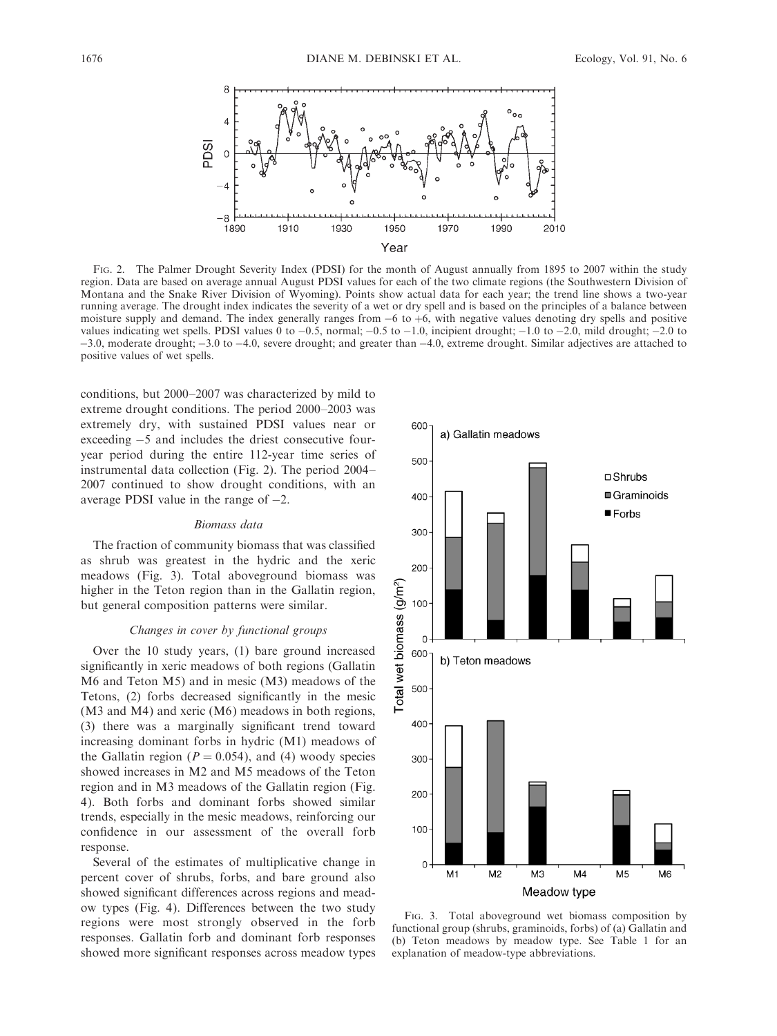Fig. 2. The Palmer Drought Severity Index (PDSI) for the month of August annually from 1895 to 2007 within the study region. Data are based on average annual August PDSI values for each of the two climate regions (the Southwestern Division of Montana and the Snake River Division of Wyoming). Points show actual data for each year; the trend line shows a two-year running average. The drought index indicates the severity of a wet or dry spell and is based on the principles of a balance between moisture supply and demand. The index generally ranges from −6 to +6, with negative values denoting dry spells and positive values indicating wet spells. PDSI values 0 to −0.5, normal; −0.5 to −1.0, incipient drought; −1.0 to −2.0, mild drought; −2.0 to −3.0, moderate drought; −3.0 to −4.0, severe drought; and greater than −4.0, extreme drought. Similar adjectives are attached to positive values of wet spells.

conditions, but 2000–2007 was characterized by mild to extreme drought conditions. The period 2000–2003 was extremely dry, with sustained PDSI values near or exceeding −5 and includes the driest consecutive four-year period during the entire 112-year time series of instrumental data collection (Fig. 2). The period 2004–2007 continued to show drought conditions, with an average PDSI value in the range of −2.

### Biomass data

The fraction of community biomass that was classified as shrub was greatest in the hydric and the xeric meadows (Fig. 3). Total aboveground biomass was higher in the Teton region than in the Gallatin region, but general composition patterns were similar.

### Changes in cover by functional groups

Over the 10 study years, (1) bare ground increased significantly in xeric meadows of both regions (Gallatin M6 and Teton M5) and in mesic (M3) meadows of the Tetons, (2) forbs decreased significantly in the mesic (M3 and M4) and xeric (M6) meadows in both regions, (3) there was a marginally significant trend toward increasing dominant forbs in hydric (M1) meadows of the Gallatin region ($P = 0.054$), and (4) woody species showed increases in M2 and M5 meadows of the Teton region and in M3 meadows of the Gallatin region (Fig. 4). Both forbs and dominant forbs showed similar trends, especially in the mesic meadows, reinforcing our confidence in our assessment of the overall forb response.

Several of the estimates of multiplicative change in percent cover of shrubs, forbs, and bare ground also showed significant differences across regions and meadow types (Fig. 4). Differences between the two study regions were most strongly observed in the forb responses. Gallatin forb and dominant forb responses showed more significant responses across meadow types

Fig. 3. Total aboveground wet biomass composition by functional group (shrubs, graminoids, forbs) of (a) Gallatin and (b) Teton meadows by meadow type. See Table 1 for an explanation of meadow-type abbreviations.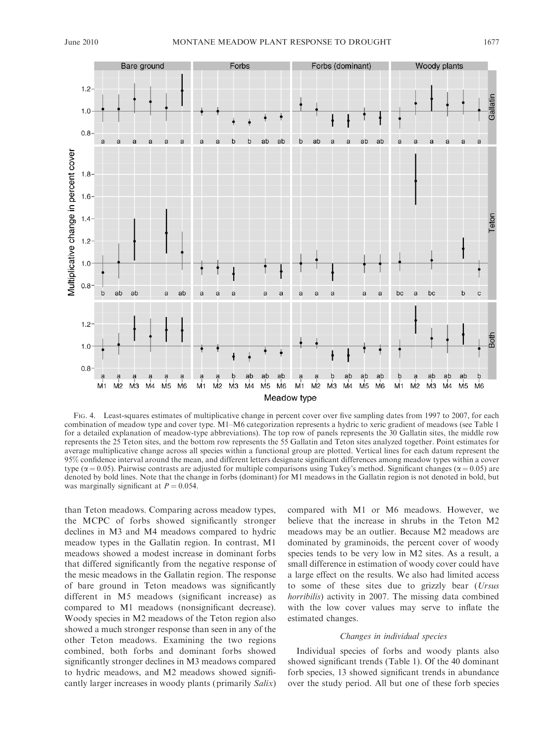FIG. 4. Least-squares estimates of multiplicative change in percent cover over five sampling dates from 1997 to 2007, for each combination of meadow type and cover type. M1–M6 categorization represents a hydric to xeric gradient of meadows (see Table 1 for a detailed explanation of meadow-type abbreviations). The top row of panels represents the 30 Gallatin sites, the middle row represents the 25 Teton sites, and the bottom row represents the 55 Gallatin and Teton sites analyzed together. Point estimates for average multiplicative change across all species within a functional group are plotted. Vertical lines for each datum represent the 95% confidence interval around the mean, and different letters designate significant differences among meadow types within a cover type ($\alpha = 0.05$). Pairwise contrasts are adjusted for multiple comparisons using Tukey's method. Significant changes ($\alpha = 0.05$) are denoted by bold lines. Note that the change in forbs (dominant) for M1 meadows in the Gallatin region is not denoted in bold, but was marginally significant at $P = 0.054$.

than Teton meadows. Comparing across meadow types, the MCPC of forbs showed significantly stronger declines in M3 and M4 meadows compared to hydric meadow types in the Gallatin region. In contrast, M1 meadows showed a modest increase in dominant forbs that differed significantly from the negative response of the mesic meadows in the Gallatin region. The response of bare ground in Teton meadows was significantly different in M5 meadows (significant increase) as compared to M1 meadows (nonsignificant decrease). Woody species in M2 meadows of the Teton region also showed a much stronger response than seen in any of the other Teton meadows. Examining the two regions combined, both forbs and dominant forbs showed significantly stronger declines in M3 meadows compared to hydric meadows, and M2 meadows showed significantly larger increases in woody plants (primarily *Salix*) compared with M1 or M6 meadows. However, we believe that the increase in shrubs in the Teton M2 meadows may be an outlier. Because M2 meadows are dominated by graminoids, the percent cover of woody species tends to be very low in M2 sites. As a result, a small difference in estimation of woody cover could have a large effect on the results. We also had limited access to some of these sites due to grizzly bear (*Ursus horribilis*) activity in 2007. The missing data combined with the low cover values may serve to inflate the estimated changes.

### *Changes in individual species*

Individual species of forbs and woody plants also showed significant trends (Table 1). Of the 40 dominant forb species, 13 showed significant trends in abundance over the study period. All but one of these forb species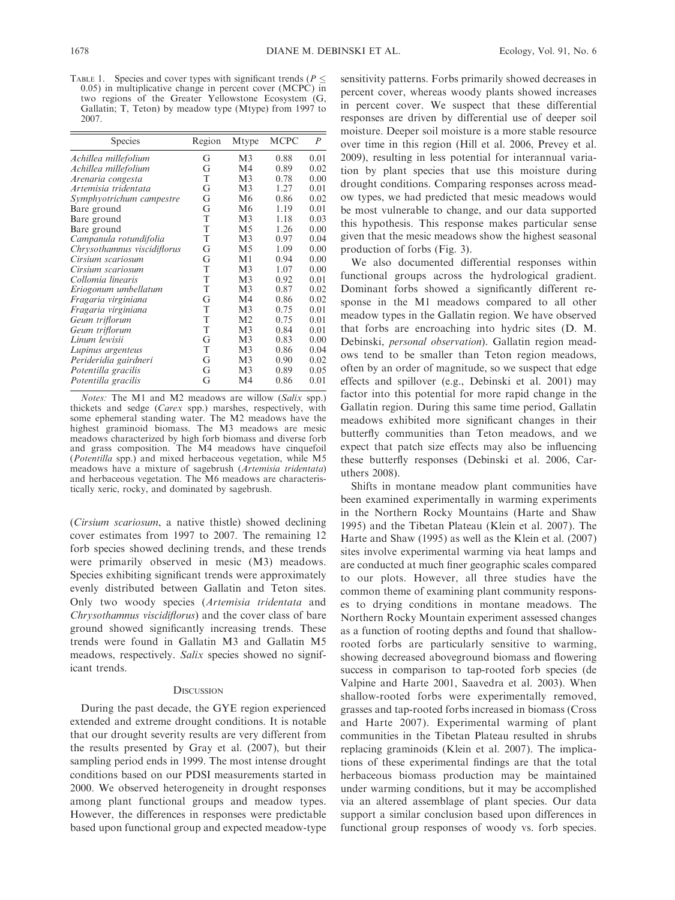TABLE 1. Species and cover types with significant trends ($P \leq 0.05$) in multiplicative change in percent cover (MCPC) in two regions of the Greater Yellowstone Ecosystem (G, Gallatin; T, Teton) by meadow type (Mtype) from 1997 to 2007.

| Species | Region | Mtype | MCPC | *P* |
|---|---|---|---|---|
| *Achillea millefolium* | G | M3 | 0.88 | 0.01 |
| *Achillea millefolium* | G | M4 | 0.89 | 0.02 |
| *Arenaria congesta* | T | M3 | 0.78 | 0.00 |
| *Artemisia tridentata* | G | M3 | 1.27 | 0.01 |
| *Symphyotrichum campestre* | G | M6 | 0.86 | 0.02 |
| Bare ground | G | M6 | 1.19 | 0.01 |
| Bare ground | T | M3 | 1.18 | 0.03 |
| Bare ground | T | M5 | 1.26 | 0.00 |
| *Campanula rotundifolia* | T | M3 | 0.97 | 0.04 |
| *Chrysothamnus viscidiflorus* | G | M5 | 1.09 | 0.00 |
| *Cirsium scariosum* | G | M1 | 0.94 | 0.00 |
| *Cirsium scariosum* | T | M3 | 1.07 | 0.00 |
| *Collomia linearis* | T | M3 | 0.92 | 0.01 |
| *Eriogonum umbellatum* | T | M3 | 0.87 | 0.02 |
| *Fragaria virginiana* | G | M4 | 0.86 | 0.02 |
| *Fragaria virginiana* | T | M3 | 0.75 | 0.01 |
| *Geum triflorum* | T | M2 | 0.75 | 0.01 |
| *Geum triflorum* | T | M3 | 0.84 | 0.01 |
| *Linum lewisii* | G | M3 | 0.83 | 0.00 |
| *Lupinus argenteus* | T | M3 | 0.86 | 0.04 |
| *Perideridia gairdneri* | G | M3 | 0.90 | 0.02 |
| *Potentilla gracilis* | G | M3 | 0.89 | 0.05 |
| *Potentilla gracilis* | G | M4 | 0.86 | 0.01 |

*Notes:* The M1 and M2 meadows are willow (*Salix* spp.) thickets and sedge (*Carex* spp.) marshes, respectively, with some ephemeral standing water. The M2 meadows have the highest graminoid biomass. The M3 meadows are mesic meadows characterized by high forb biomass and diverse forb and grass composition. The M4 meadows have cinquefoil (*Potentilla* spp.) and mixed herbaceous vegetation, while M5 meadows have a mixture of sagebrush (*Artemisia tridentata*) and herbaceous vegetation. The M6 meadows are characteristically xeric, rocky, and dominated by sagebrush.

(*Cirsium scariosum*, a native thistle) showed declining cover estimates from 1997 to 2007. The remaining 12 forb species showed declining trends, and these trends were primarily observed in mesic (M3) meadows. Species exhibiting significant trends were approximately evenly distributed between Gallatin and Teton sites. Only two woody species (*Artemisia tridentata* and *Chrysothamnus viscidiflorus*) and the cover class of bare ground showed significantly increasing trends. These trends were found in Gallatin M3 and Gallatin M5 meadows, respectively. *Salix* species showed no significant trends.

## DISCUSSION

During the past decade, the GYE region experienced extended and extreme drought conditions. It is notable that our drought severity results are very different from the results presented by Gray et al. (2007), but their sampling period ends in 1999. The most intense drought conditions based on our PDSI measurements started in 2000. We observed heterogeneity in drought responses among plant functional groups and meadow types. However, the differences in responses were predictable based upon functional group and expected meadow-type sensitivity patterns. Forbs primarily showed decreases in percent cover, whereas woody plants showed increases in percent cover. We suspect that these differential responses are driven by differential use of deeper soil moisture. Deeper soil moisture is a more stable resource over time in this region (Hill et al. 2006, Prevey et al. 2009), resulting in less potential for interannual variation by plant species that use this moisture during drought conditions. Comparing responses across meadow types, we had predicted that mesic meadows would be most vulnerable to change, and our data supported this hypothesis. This response makes particular sense given that the mesic meadows show the highest seasonal production of forbs (Fig. 3).

We also documented differential responses within functional groups across the hydrological gradient. Dominant forbs showed a significantly different response in the M1 meadows compared to all other meadow types in the Gallatin region. We have observed that forbs are encroaching into hydric sites (D. M. Debinski, *personal observation*). Gallatin region meadows tend to be smaller than Teton region meadows, often by an order of magnitude, so we suspect that edge effects and spillover (e.g., Debinski et al. 2001) may factor into this potential for more rapid change in the Gallatin region. During this same time period, Gallatin meadows exhibited more significant changes in their butterfly communities than Teton meadows, and we expect that patch size effects may also be influencing these butterfly responses (Debinski et al. 2006, Caruthers 2008).

Shifts in montane meadow plant communities have been examined experimentally in warming experiments in the Northern Rocky Mountains (Harte and Shaw 1995) and the Tibetan Plateau (Klein et al. 2007). The Harte and Shaw (1995) as well as the Klein et al. (2007) sites involve experimental warming via heat lamps and are conducted at much finer geographic scales compared to our plots. However, all three studies have the common theme of examining plant community responses to drying conditions in montane meadows. The Northern Rocky Mountain experiment assessed changes as a function of rooting depths and found that shallow-rooted forbs are particularly sensitive to warming, showing decreased aboveground biomass and flowering success in comparison to tap-rooted forb species (de Valpine and Harte 2001, Saavedra et al. 2003). When shallow-rooted forbs were experimentally removed, grasses and tap-rooted forbs increased in biomass (Cross and Harte 2007). Experimental warming of plant communities in the Tibetan Plateau resulted in shrubs replacing graminoids (Klein et al. 2007). The implications of these experimental findings are that the total herbaceous biomass production may be maintained under warming conditions, but it may be accomplished via an altered assemblage of plant species. Our data support a similar conclusion based upon differences in functional group responses of woody vs. forb species.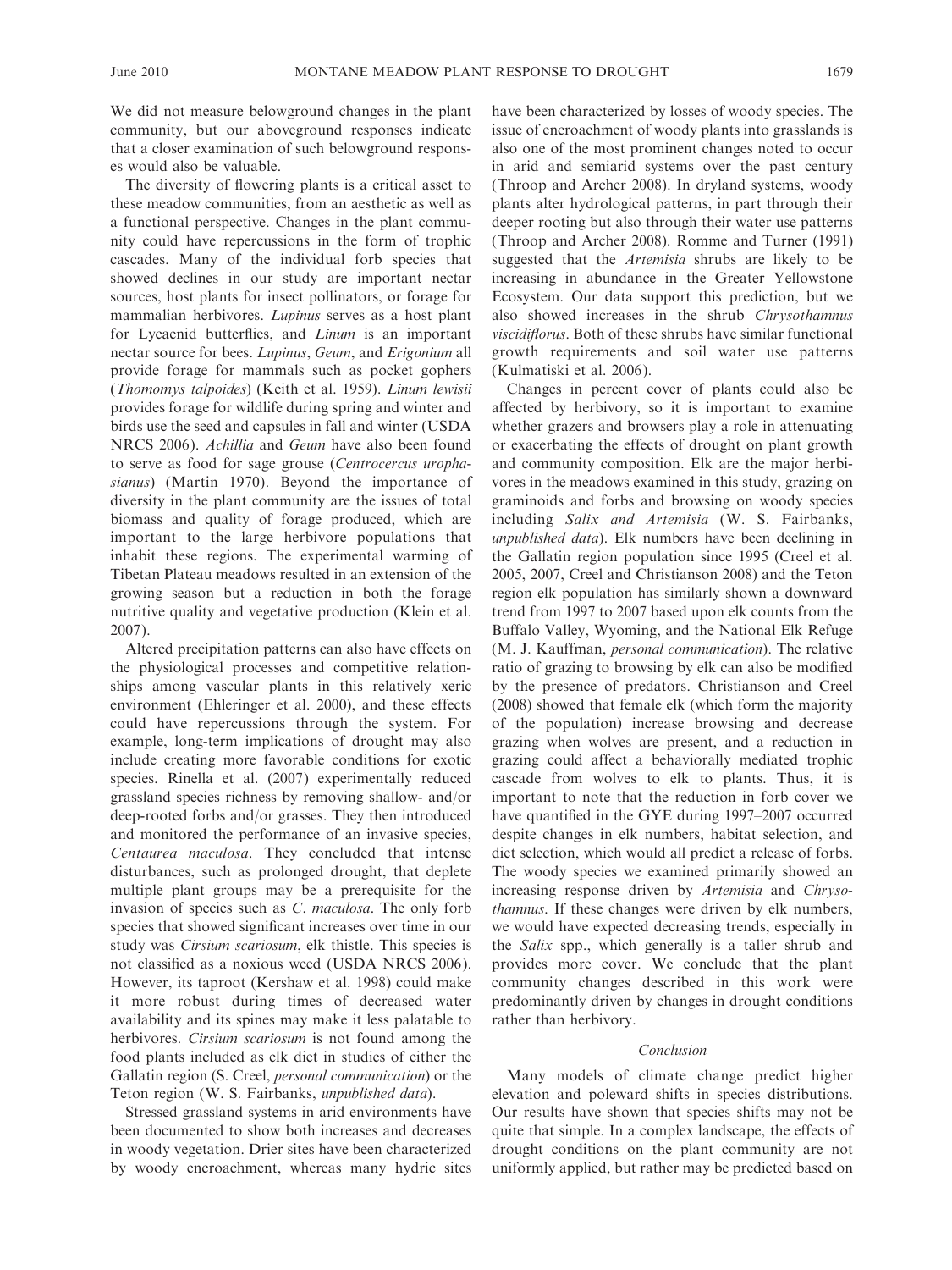We did not measure belowground changes in the plant community, but our aboveground responses indicate that a closer examination of such belowground responses would also be valuable.

The diversity of flowering plants is a critical asset to these meadow communities, from an aesthetic as well as a functional perspective. Changes in the plant community could have repercussions in the form of trophic cascades. Many of the individual forb species that showed declines in our study are important nectar sources, host plants for insect pollinators, or forage for mammalian herbivores. *Lupinus* serves as a host plant for Lycaenid butterflies, and *Linum* is an important nectar source for bees. *Lupinus*, *Geum*, and *Erigonium* all provide forage for mammals such as pocket gophers (*Thomomys talpoides*) (Keith et al. 1959). *Linum lewisii* provides forage for wildlife during spring and winter and birds use the seed and capsules in fall and winter (USDA NRCS 2006). *Achillia* and *Geum* have also been found to serve as food for sage grouse (*Centrocercus urophasianus*) (Martin 1970). Beyond the importance of diversity in the plant community are the issues of total biomass and quality of forage produced, which are important to the large herbivore populations that inhabit these regions. The experimental warming of Tibetan Plateau meadows resulted in an extension of the growing season but a reduction in both the forage nutritive quality and vegetative production (Klein et al. 2007).

Altered precipitation patterns can also have effects on the physiological processes and competitive relationships among vascular plants in this relatively xeric environment (Ehleringer et al. 2000), and these effects could have repercussions through the system. For example, long-term implications of drought may also include creating more favorable conditions for exotic species. Rinella et al. (2007) experimentally reduced grassland species richness by removing shallow- and/or deep-rooted forbs and/or grasses. They then introduced and monitored the performance of an invasive species, *Centaurea maculosa*. They concluded that intense disturbances, such as prolonged drought, that deplete multiple plant groups may be a prerequisite for the invasion of species such as *C. maculosa*. The only forb species that showed significant increases over time in our study was *Cirsium scariosum*, elk thistle. This species is not classified as a noxious weed (USDA NRCS 2006). However, its taproot (Kershaw et al. 1998) could make it more robust during times of decreased water availability and its spines may make it less palatable to herbivores. *Cirsium scariosum* is not found among the food plants included as elk diet in studies of either the Gallatin region (S. Creel, *personal communication*) or the Teton region (W. S. Fairbanks, *unpublished data*).

Stressed grassland systems in arid environments have been documented to show both increases and decreases in woody vegetation. Drier sites have been characterized by woody encroachment, whereas many hydric sites have been characterized by losses of woody species. The issue of encroachment of woody plants into grasslands is also one of the most prominent changes noted to occur in arid and semiarid systems over the past century (Throop and Archer 2008). In dryland systems, woody plants alter hydrological patterns, in part through their deeper rooting but also through their water use patterns (Throop and Archer 2008). Romme and Turner (1991) suggested that the *Artemisia* shrubs are likely to be increasing in abundance in the Greater Yellowstone Ecosystem. Our data support this prediction, but we also showed increases in the shrub *Chrysothamnus viscidiflorus*. Both of these shrubs have similar functional growth requirements and soil water use patterns (Kulmatiski et al. 2006).

Changes in percent cover of plants could also be affected by herbivory, so it is important to examine whether grazers and browsers play a role in attenuating or exacerbating the effects of drought on plant growth and community composition. Elk are the major herbivores in the meadows examined in this study, grazing on graminoids and forbs and browsing on woody species including *Salix and Artemisia* (W. S. Fairbanks, *unpublished data*). Elk numbers have been declining in the Gallatin region population since 1995 (Creel et al. 2005, 2007, Creel and Christianson 2008) and the Teton region elk population has similarly shown a downward trend from 1997 to 2007 based upon elk counts from the Buffalo Valley, Wyoming, and the National Elk Refuge (M. J. Kauffman, *personal communication*). The relative ratio of grazing to browsing by elk can also be modified by the presence of predators. Christianson and Creel (2008) showed that female elk (which form the majority of the population) increase browsing and decrease grazing when wolves are present, and a reduction in grazing could affect a behaviorally mediated trophic cascade from wolves to elk to plants. Thus, it is important to note that the reduction in forb cover we have quantified in the GYE during 1997–2007 occurred despite changes in elk numbers, habitat selection, and diet selection, which would all predict a release of forbs. The woody species we examined primarily showed an increasing response driven by *Artemisia* and *Chrysothamnus*. If these changes were driven by elk numbers, we would have expected decreasing trends, especially in the *Salix* spp., which generally is a taller shrub and provides more cover. We conclude that the plant community changes described in this work were predominantly driven by changes in drought conditions rather than herbivory.

### *Conclusion*

Many models of climate change predict higher elevation and poleward shifts in species distributions. Our results have shown that species shifts may not be quite that simple. In a complex landscape, the effects of drought conditions on the plant community are not uniformly applied, but rather may be predicted based on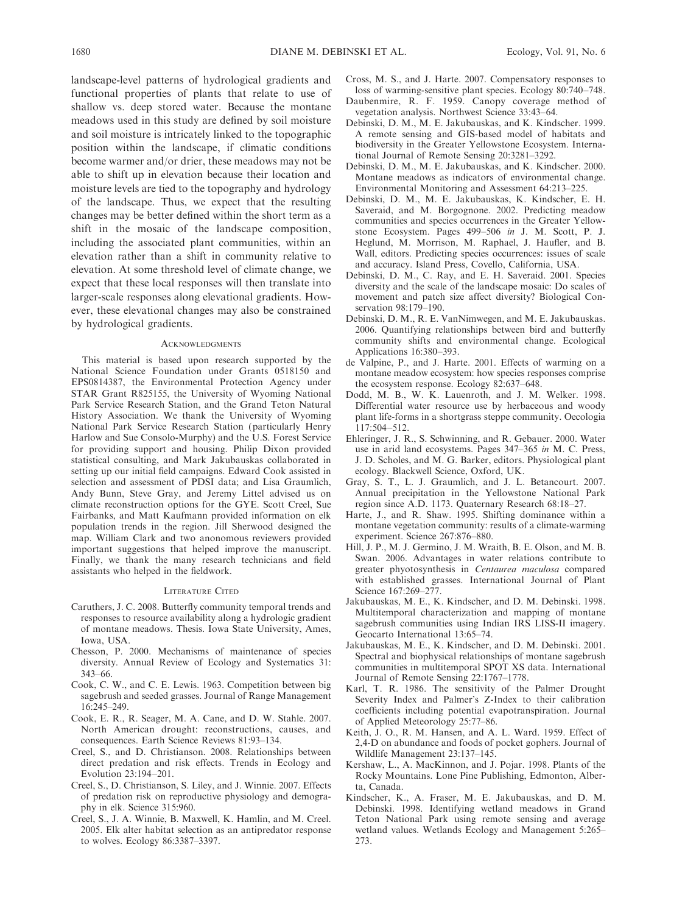landscape-level patterns of hydrological gradients and functional properties of plants that relate to use of shallow vs. deep stored water. Because the montane meadows used in this study are defined by soil moisture and soil moisture is intricately linked to the topographic position within the landscape, if climatic conditions become warmer and/or drier, these meadows may not be able to shift up in elevation because their location and moisture levels are tied to the topography and hydrology of the landscape. Thus, we expect that the resulting changes may be better defined within the short term as a shift in the mosaic of the landscape composition, including the associated plant communities, within an elevation rather than a shift in community relative to elevation. At some threshold level of climate change, we expect that these local responses will then translate into larger-scale responses along elevational gradients. However, these elevational changes may also be constrained by hydrological gradients.

## Acknowledgments

This material is based upon research supported by the National Science Foundation under Grants 0518150 and EPS0814387, the Environmental Protection Agency under STAR Grant R825155, the University of Wyoming National Park Service Research Station, and the Grand Teton Natural History Association. We thank the University of Wyoming National Park Service Research Station (particularly Henry Harlow and Sue Consolo-Murphy) and the U.S. Forest Service for providing support and housing. Philip Dixon provided statistical consulting, and Mark Jakubauskas collaborated in setting up our initial field campaigns. Edward Cook assisted in selection and assessment of PDSI data; and Lisa Graumlich, Andy Bunn, Steve Gray, and Jeremy Littel advised us on climate reconstruction options for the GYE. Scott Creel, Sue Fairbanks, and Matt Kaufmann provided information on elk population trends in the region. Jill Sherwood designed the map. William Clark and two anonomous reviewers provided important suggestions that helped improve the manuscript. Finally, we thank the many research technicians and field assistants who helped in the fieldwork.

## Literature Cited

Caruthers, J. C. 2008. Butterfly community temporal trends and responses to resource availability along a hydrologic gradient of montane meadows. Thesis. Iowa State University, Ames, Iowa, USA.

Chesson, P. 2000. Mechanisms of maintenance of species diversity. Annual Review of Ecology and Systematics 31: 343–66.

Cook, C. W., and C. E. Lewis. 1963. Competition between big sagebrush and seeded grasses. Journal of Range Management 16:245–249.

Cook, E. R., R. Seager, M. A. Cane, and D. W. Stahle. 2007. North American drought: reconstructions, causes, and consequences. Earth Science Reviews 81:93–134.

Creel, S., and D. Christianson. 2008. Relationships between direct predation and risk effects. Trends in Ecology and Evolution 23:194–201.

Creel, S., D. Christianson, S. Liley, and J. Winnie. 2007. Effects of predation risk on reproductive physiology and demography in elk. Science 315:960.

Creel, S., J. A. Winnie, B. Maxwell, K. Hamlin, and M. Creel. 2005. Elk alter habitat selection as an antipredator response to wolves. Ecology 86:3387–3397.

Cross, M. S., and J. Harte. 2007. Compensatory responses to loss of warming-sensitive plant species. Ecology 80:740–748.

Daubenmire, R. F. 1959. Canopy coverage method of vegetation analysis. Northwest Science 33:43–64.

Debinski, D. M., M. E. Jakubauskas, and K. Kindscher. 1999. A remote sensing and GIS-based model of habitats and biodiversity in the Greater Yellowstone Ecosystem. International Journal of Remote Sensing 20:3281–3292.

Debinski, D. M., M. E. Jakubauskas, and K. Kindscher. 2000. Montane meadows as indicators of environmental change. Environmental Monitoring and Assessment 64:213–225.

Debinski, D. M., M. E. Jakubauskas, K. Kindscher, E. H. Saveraid, and M. Borgognone. 2002. Predicting meadow communities and species occurrences in the Greater Yellowstone Ecosystem. Pages 499–506 *in* J. M. Scott, P. J. Heglund, M. Morrison, M. Raphael, J. Haufler, and B. Wall, editors. Predicting species occurrences: issues of scale and accuracy. Island Press, Covello, California, USA.

Debinski, D. M., C. Ray, and E. H. Saveraid. 2001. Species diversity and the scale of the landscape mosaic: Do scales of movement and patch size affect diversity? Biological Conservation 98:179–190.

Debinski, D. M., R. E. VanNimwegen, and M. E. Jakubauskas. 2006. Quantifying relationships between bird and butterfly community shifts and environmental change. Ecological Applications 16:380–393.

de Valpine, P., and J. Harte. 2001. Effects of warming on a montane meadow ecosystem: how species responses comprise the ecosystem response. Ecology 82:637–648.

Dodd, M. B., W. K. Lauenroth, and J. M. Welker. 1998. Differential water resource use by herbaceous and woody plant life-forms in a shortgrass steppe community. Oecologia 117:504–512.

Ehleringer, J. R., S. Schwinning, and R. Gebauer. 2000. Water use in arid land ecosystems. Pages 347–365 *in* M. C. Press, J. D. Scholes, and M. G. Barker, editors. Physiological plant ecology. Blackwell Science, Oxford, UK.

Gray, S. T., L. J. Graumlich, and J. L. Betancourt. 2007. Annual precipitation in the Yellowstone National Park region since A.D. 1173. Quaternary Research 68:18–27.

Harte, J., and R. Shaw. 1995. Shifting dominance within a montane vegetation community: results of a climate-warming experiment. Science 267:876–880.

Hill, J. P., M. J. Germino, J. M. Wraith, B. E. Olson, and M. B. Swan. 2006. Advantages in water relations contribute to greater phyotosynthesis in *Centaurea maculosa* compared with established grasses. International Journal of Plant Science 167:269–277.

Jakubauskas, M. E., K. Kindscher, and D. M. Debinski. 1998. Multitemporal characterization and mapping of montane sagebrush communities using Indian IRS LISS-II imagery. Geocarto International 13:65–74.

Jakubauskas, M. E., K. Kindscher, and D. M. Debinski. 2001. Spectral and biophysical relationships of montane sagebrush communities in multitemporal SPOT XS data. International Journal of Remote Sensing 22:1767–1778.

Karl, T. R. 1986. The sensitivity of the Palmer Drought Severity Index and Palmer's Z-Index to their calibration coefficients including potential evapotranspiration. Journal of Applied Meteorology 25:77–86.

Keith, J. O., R. M. Hansen, and A. L. Ward. 1959. Effect of 2,4-D on abundance and foods of pocket gophers. Journal of Wildlife Management 23:137–145.

Kershaw, L., A. MacKinnon, and J. Pojar. 1998. Plants of the Rocky Mountains. Lone Pine Publishing, Edmonton, Alberta, Canada.

Kindscher, K., A. Fraser, M. E. Jakubauskas, and D. M. Debinski. 1998. Identifying wetland meadows in Grand Teton National Park using remote sensing and average wetland values. Wetlands Ecology and Management 5:265–273.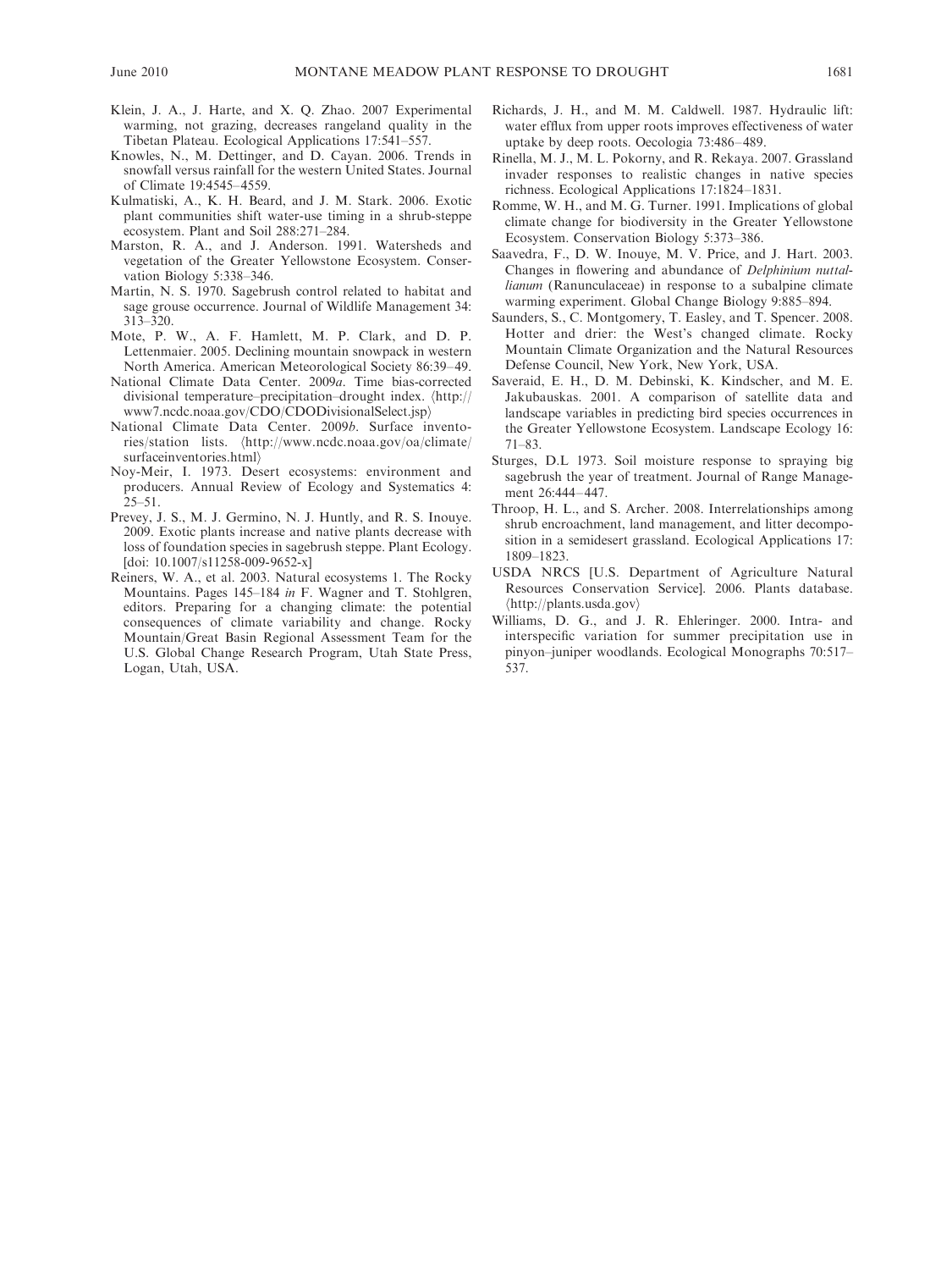Klein, J. A., J. Harte, and X. Q. Zhao. 2007 Experimental warming, not grazing, decreases rangeland quality in the Tibetan Plateau. Ecological Applications 17:541–557.

Knowles, N., M. Dettinger, and D. Cayan. 2006. Trends in snowfall versus rainfall for the western United States. Journal of Climate 19:4545–4559.

Kulmatiski, A., K. H. Beard, and J. M. Stark. 2006. Exotic plant communities shift water-use timing in a shrub-steppe ecosystem. Plant and Soil 288:271–284.

Marston, R. A., and J. Anderson. 1991. Watersheds and vegetation of the Greater Yellowstone Ecosystem. Conservation Biology 5:338–346.

Martin, N. S. 1970. Sagebrush control related to habitat and sage grouse occurrence. Journal of Wildlife Management 34: 313–320.

Mote, P. W., A. F. Hamlett, M. P. Clark, and D. P. Lettenmaier. 2005. Declining mountain snowpack in western North America. American Meteorological Society 86:39–49.

National Climate Data Center. 2009*a*. Time bias-corrected divisional temperature–precipitation–drought index. ⟨http://www7.ncdc.noaa.gov/CDO/CDODivisionalSelect.jsp⟩

National Climate Data Center. 2009*b*. Surface inventories/station lists. ⟨http://www.ncdc.noaa.gov/oa/climate/surfaceinventories.html⟩

Noy-Meir, I. 1973. Desert ecosystems: environment and producers. Annual Review of Ecology and Systematics 4: 25–51.

Prevey, J. S., M. J. Germino, N. J. Huntly, and R. S. Inouye. 2009. Exotic plants increase and native plants decrease with loss of foundation species in sagebrush steppe. Plant Ecology. [doi: 10.1007/s11258-009-9652-x]

Reiners, W. A., et al. 2003. Natural ecosystems 1. The Rocky Mountains. Pages 145–184 *in* F. Wagner and T. Stohlgren, editors. Preparing for a changing climate: the potential consequences of climate variability and change. Rocky Mountain/Great Basin Regional Assessment Team for the U.S. Global Change Research Program, Utah State Press, Logan, Utah, USA.

Richards, J. H., and M. M. Caldwell. 1987. Hydraulic lift: water efflux from upper roots improves effectiveness of water uptake by deep roots. Oecologia 73:486–489.

Rinella, M. J., M. L. Pokorny, and R. Rekaya. 2007. Grassland invader responses to realistic changes in native species richness. Ecological Applications 17:1824–1831.

Romme, W. H., and M. G. Turner. 1991. Implications of global climate change for biodiversity in the Greater Yellowstone Ecosystem. Conservation Biology 5:373–386.

Saavedra, F., D. W. Inouye, M. V. Price, and J. Hart. 2003. Changes in flowering and abundance of *Delphinium nuttallianum* (Ranunculaceae) in response to a subalpine climate warming experiment. Global Change Biology 9:885–894.

Saunders, S., C. Montgomery, T. Easley, and T. Spencer. 2008. Hotter and drier: the West's changed climate. Rocky Mountain Climate Organization and the Natural Resources Defense Council, New York, New York, USA.

Saveraid, E. H., D. M. Debinski, K. Kindscher, and M. E. Jakubauskas. 2001. A comparison of satellite data and landscape variables in predicting bird species occurrences in the Greater Yellowstone Ecosystem. Landscape Ecology 16: 71–83.

Sturges, D.L 1973. Soil moisture response to spraying big sagebrush the year of treatment. Journal of Range Management 26:444–447.

Throop, H. L., and S. Archer. 2008. Interrelationships among shrub encroachment, land management, and litter decomposition in a semidesert grassland. Ecological Applications 17: 1809–1823.

USDA NRCS [U.S. Department of Agriculture Natural Resources Conservation Service]. 2006. Plants database. ⟨http://plants.usda.gov⟩

Williams, D. G., and J. R. Ehleringer. 2000. Intra- and interspecific variation for summer precipitation use in pinyon–juniper woodlands. Ecological Monographs 70:517–537.